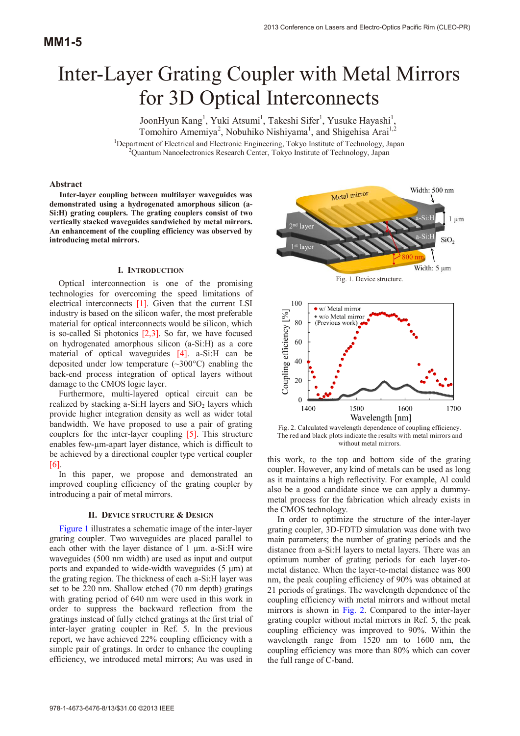MM1-5

# Inter-Layer Grating Coupler with Metal Mirrors for 3D Optical Interconnects

JoonHyun Kang[1], Yuki Atsumi[1], Takeshi Sifer[1], Yusuke Hayashi[1], Tomohiro Amemiya[2], Nobuhiko Nishiyama[1], and Shigehisa Arai[1,2]

[1]Department of Electrical and Electronic Engineering, Tokyo Institute of Technology, Japan
[2]Quantum Nanoelectronics Research Center, Tokyo Institute of Technology, Japan

### Abstract

**Inter-layer coupling between multilayer waveguides was demonstrated using a hydrogenated amorphous silicon (a-Si:H) grating couplers. The grating couplers consist of two vertically stacked waveguides sandwiched by metal mirrors. An enhancement of the coupling efficiency was observed by introducing metal mirrors.**

## I. Introduction

Optical interconnection is one of the promising technologies for overcoming the speed limitations of electrical interconnects [1]. Given that the current LSI industry is based on the silicon wafer, the most preferable material for optical interconnects would be silicon, which is so-called Si photonics [2,3]. So far, we have focused on hydrogenated amorphous silicon (a-Si:H) as a core material of optical waveguides [4]. a-Si:H can be deposited under low temperature (~300°C) enabling the back-end process integration of optical layers without damage to the CMOS logic layer.

Furthermore, multi-layered optical circuit can be realized by stacking a-Si:H layers and $SiO_2$ layers which provide higher integration density as well as wider total bandwidth. We have proposed to use a pair of grating couplers for the inter-layer coupling [5]. This structure enables few-µm-apart layer distance, which is difficult to be achieved by a directional coupler type vertical coupler [6].

In this paper, we propose and demonstrated an improved coupling efficiency of the grating coupler by introducing a pair of metal mirrors.

## II. Device Structure & Design

Figure 1 illustrates a schematic image of the inter-layer grating coupler. Two waveguides are placed parallel to each other with the layer distance of 1 µm. a-Si:H wire waveguides (500 nm width) are used as input and output ports and expanded to wide-width waveguides (5 µm) at the grating region. The thickness of each a-Si:H layer was set to be 220 nm. Shallow etched (70 nm depth) gratings with grating period of 640 nm were used in this work in order to suppress the backward reflection from the gratings instead of fully etched gratings at the first trial of inter-layer grating coupler in Ref. 5. In the previous report, we have achieved 22% coupling efficiency with a simple pair of gratings. In order to enhance the coupling efficiency, we introduced metal mirrors; Au was used in this work, to the top and bottom side of the grating coupler. However, any kind of metals can be used as long as it maintains a high reflectivity. For example, Al could also be a good candidate since we can apply a dummy-metal process for the fabrication which already exists in the CMOS technology.

Fig. 1. Device structure.

Fig. 2. Calculated wavelength dependence of coupling efficiency. The red and black plots indicate the results with metal mirrors and without metal mirrors.

In order to optimize the structure of the inter-layer grating coupler, 3D-FDTD simulation was done with two main parameters; the number of grating periods and the distance from a-Si:H layers to metal layers. There was an optimum number of grating periods for each layer-to-metal distance. When the layer-to-metal distance was 800 nm, the peak coupling efficiency of 90% was obtained at 21 periods of gratings. The wavelength dependence of the coupling efficiency with metal mirrors and without metal mirrors is shown in Fig. 2. Compared to the inter-layer grating coupler without metal mirrors in Ref. 5, the peak coupling efficiency was improved to 90%. Within the wavelength range from 1520 nm to 1600 nm, the coupling efficiency was more than 80% which can cover the full range of C-band.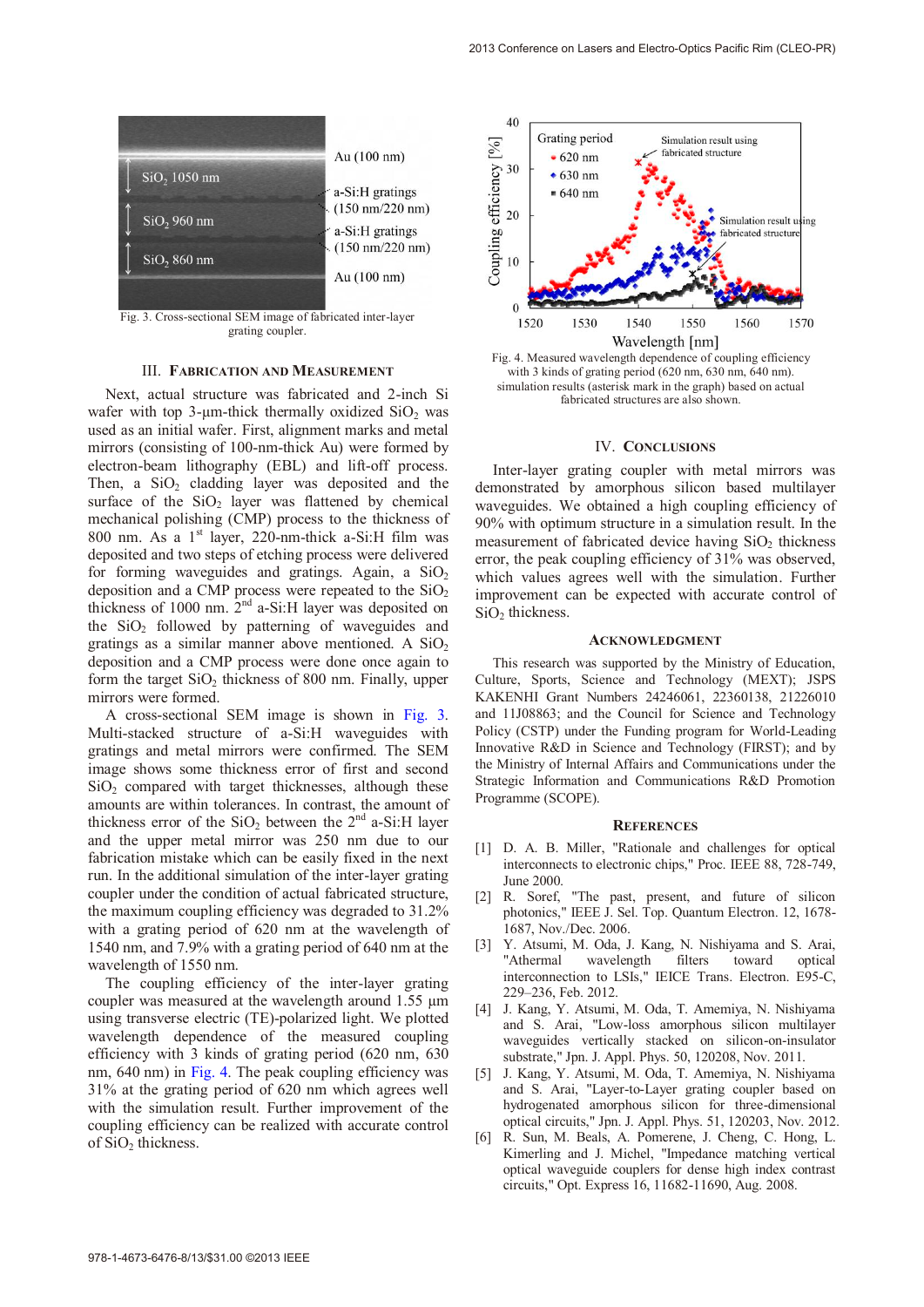Au (100 nm)

$SiO_2$ 1050 nm

a-Si:H gratings (150 nm/220 nm)

$SiO_2$ 960 nm

a-Si:H gratings (150 nm/220 nm)

$SiO_2$ 860 nm

Au (100 nm)

Fig. 3. Cross-sectional SEM image of fabricated inter-layer grating coupler.

## III. Fabrication and Measurement

Next, actual structure was fabricated and 2-inch Si wafer with top 3-μm-thick thermally oxidized $SiO_2$ was used as an initial wafer. First, alignment marks and metal mirrors (consisting of 100-nm-thick Au) were formed by electron-beam lithography (EBL) and lift-off process. Then, a $SiO_2$ cladding layer was deposited and the surface of the $SiO_2$ layer was flattened by chemical mechanical polishing (CMP) process to the thickness of 800 nm. As a 1st layer, 220-nm-thick a-Si:H film was deposited and two steps of etching process were delivered for forming waveguides and gratings. Again, a $SiO_2$ deposition and a CMP process were repeated to the $SiO_2$ thickness of 1000 nm. 2nd a-Si:H layer was deposited on the $SiO_2$ followed by patterning of waveguides and gratings as a similar manner above mentioned. A $SiO_2$ deposition and a CMP process were done once again to form the target $SiO_2$ thickness of 800 nm. Finally, upper mirrors were formed.

A cross-sectional SEM image is shown in Fig. 3. Multi-stacked structure of a-Si:H waveguides with gratings and metal mirrors were confirmed. The SEM image shows some thickness error of first and second $SiO_2$ compared with target thicknesses, although these amounts are within tolerances. In contrast, the amount of thickness error of the $SiO_2$ between the 2nd a-Si:H layer and the upper metal mirror was 250 nm due to our fabrication mistake which can be easily fixed in the next run. In the additional simulation of the inter-layer grating coupler under the condition of actual fabricated structure, the maximum coupling efficiency was degraded to 31.2% with a grating period of 620 nm at the wavelength of 1540 nm, and 7.9% with a grating period of 640 nm at the wavelength of 1550 nm.

The coupling efficiency of the inter-layer grating coupler was measured at the wavelength around 1.55 μm using transverse electric (TE)-polarized light. We plotted wavelength dependence of the measured coupling efficiency with 3 kinds of grating period (620 nm, 630 nm, 640 nm) in Fig. 4. The peak coupling efficiency was 31% at the grating period of 620 nm which agrees well with the simulation result. Further improvement of the coupling efficiency can be realized with accurate control of $SiO_2$ thickness.

Coupling efficiency [%]
40
30
20
10
0
1520 1530 1540 1550 1560 1570
Wavelength [nm]
Grating period
620 nm
630 nm
640 nm
Simulation result using fabricated structure
Simulation result using fabricated structure

Fig. 4. Measured wavelength dependence of coupling efficiency with 3 kinds of grating period (620 nm, 630 nm, 640 nm). simulation results (asterisk mark in the graph) based on actual fabricated structures are also shown.

## IV. Conclusions

Inter-layer grating coupler with metal mirrors was demonstrated by amorphous silicon based multilayer waveguides. We obtained a high coupling efficiency of 90% with optimum structure in a simulation result. In the measurement of fabricated device having $SiO_2$ thickness error, the peak coupling efficiency of 31% was observed, which values agrees well with the simulation. Further improvement can be expected with accurate control of $SiO_2$ thickness.

## Acknowledgment

This research was supported by the Ministry of Education, Culture, Sports, Science and Technology (MEXT); JSPS KAKENHI Grant Numbers 24246061, 22360138, 21226010 and 11J08863; and the Council for Science and Technology Policy (CSTP) under the Funding program for World-Leading Innovative R&D in Science and Technology (FIRST); and by the Ministry of Internal Affairs and Communications under the Strategic Information and Communications R&D Promotion Programme (SCOPE).

## References

[1] D. A. B. Miller, "Rationale and challenges for optical interconnects to electronic chips," Proc. IEEE 88, 728-749, June 2000.

[2] R. Soref, "The past, present, and future of silicon photonics," IEEE J. Sel. Top. Quantum Electron. 12, 1678-1687, Nov./Dec. 2006.

[3] Y. Atsumi, M. Oda, J. Kang, N. Nishiyama and S. Arai, "Athermal wavelength filters toward optical interconnection to LSIs," IEICE Trans. Electron. E95-C, 229–236, Feb. 2012.

[4] J. Kang, Y. Atsumi, M. Oda, T. Amemiya, N. Nishiyama and S. Arai, "Low-loss amorphous silicon multilayer waveguides vertically stacked on silicon-on-insulator substrate," Jpn. J. Appl. Phys. 50, 120208, Nov. 2011.

[5] J. Kang, Y. Atsumi, M. Oda, T. Amemiya, N. Nishiyama and S. Arai, "Layer-to-Layer grating coupler based on hydrogenated amorphous silicon for three-dimensional optical circuits," Jpn. J. Appl. Phys. 51, 120203, Nov. 2012.

[6] R. Sun, M. Beals, A. Pomerene, J. Cheng, C. Hong, L. Kimerling and J. Michel, "Impedance matching vertical optical waveguide couplers for dense high index contrast circuits," Opt. Express 16, 11682-11690, Aug. 2008.